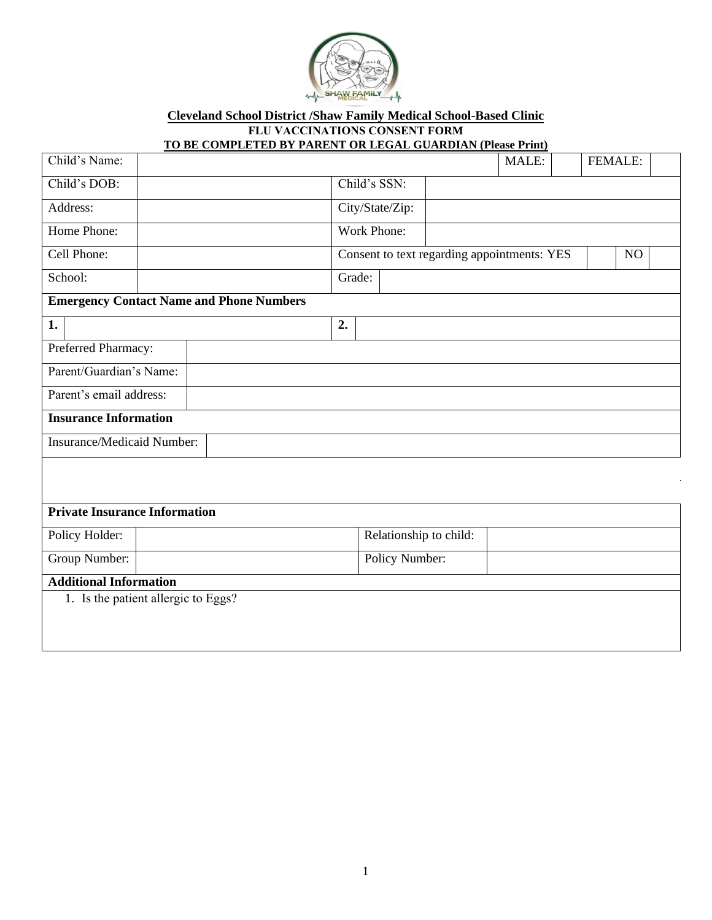**Cleveland School District /Shaw Family Medical School-Based Clinic**

**FLU VACCINATIONS CONSENT FORM**

**TO BE COMPLETED BY PARENT OR LEGAL GUARDIAN (Please Print)**

| Child's Name: | | MALE: | | FEMALE: | |
|---|---|---|---|---|---|
| Child's DOB: | | Child's SSN: | | | |
| Address: | | City/State/Zip: | | | |
| Home Phone: | | Work Phone: | | | |
| Cell Phone: | | Consent to text regarding appointments: YES | | NO | |
| School: | | Grade: | | | |

**Emergency Contact Name and Phone Numbers**

| 1. | | 2. | |
|---|---|---|---|

| Preferred Pharmacy: | |
|---|---|
| Parent/Guardian's Name: | |
| Parent's email address: | |

**Insurance Information**

| Insurance/Medicaid Number: | |
|---|---|

**Private Insurance Information**

| Policy Holder: | | Relationship to child: | |
|---|---|---|---|
| Group Number: | | Policy Number: | |

**Additional Information**

1. Is the patient allergic to Eggs?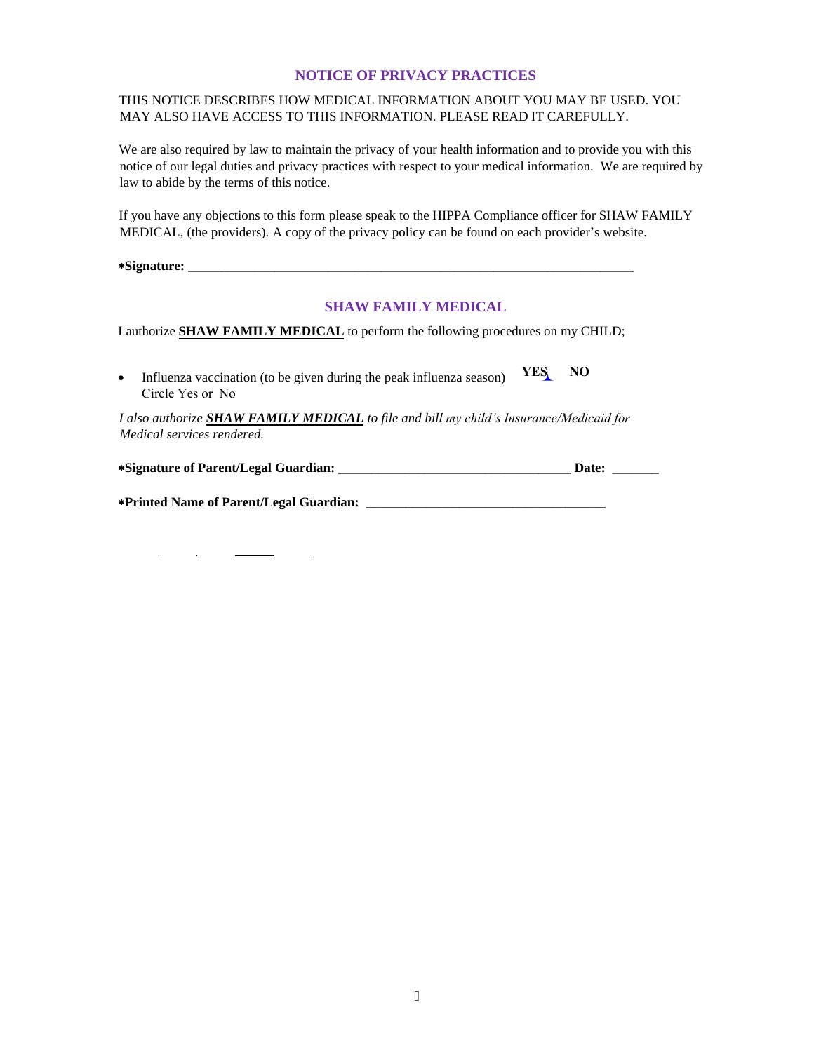## NOTICE OF PRIVACY PRACTICES

THIS NOTICE DESCRIBES HOW MEDICAL INFORMATION ABOUT YOU MAY BE USED. YOU MAY ALSO HAVE ACCESS TO THIS INFORMATION. PLEASE READ IT CAREFULLY.

We are also required by law to maintain the privacy of your health information and to provide you with this notice of our legal duties and privacy practices with respect to your medical information. We are required by law to abide by the terms of this notice.

If you have any objections to this form please speak to the HIPPA Compliance officer for SHAW FAMILY MEDICAL, (the providers). A copy of the privacy policy can be found on each provider's website.

**∗Signature: ___________________________________________________________________**

## SHAW FAMILY MEDICAL

I authorize **SHAW FAMILY MEDICAL** to perform the following procedures on my CHILD;

- Influenza vaccination (to be given during the peak influenza season) **YES** **NO**
  Circle Yes or No

*I also authorize **SHAW FAMILY MEDICAL** to file and bill my child's Insurance/Medicaid for Medical services rendered.*

**∗Signature of Parent/Legal Guardian: ___________________________________ Date: _______**

**∗Printed Name of Parent/Legal Guardian: ____________________________________**